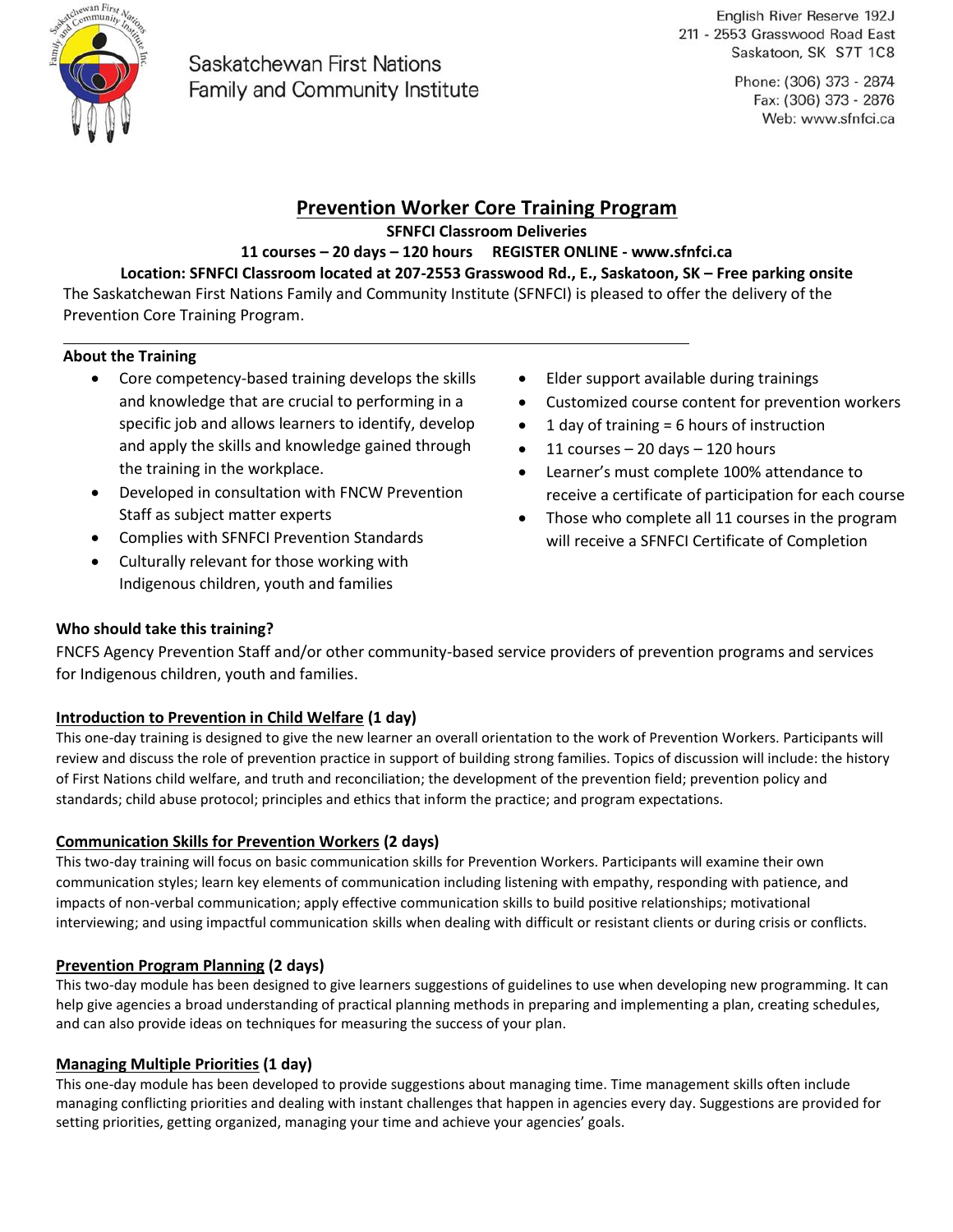Saskatchewan First Nations Family and Community Institute

English River Reserve 192J
211 - 2553 Grasswood Road East
Saskatoon, SK S7T 1C8

Phone: (306) 373 - 2874
Fax: (306) 373 - 2876
Web: www.sfnfci.ca

# Prevention Worker Core Training Program

**SFNFCI Classroom Deliveries**

**11 courses – 20 days – 120 hours REGISTER ONLINE - www.sfnfci.ca**

**Location: SFNFCI Classroom located at 207-2553 Grasswood Rd., E., Saskatoon, SK – Free parking onsite**

The Saskatchewan First Nations Family and Community Institute (SFNFCI) is pleased to offer the delivery of the Prevention Core Training Program.

### About the Training

- Core competency-based training develops the skills and knowledge that are crucial to performing in a specific job and allows learners to identify, develop and apply the skills and knowledge gained through the training in the workplace.
- Developed in consultation with FNCW Prevention Staff as subject matter experts
- Complies with SFNFCI Prevention Standards
- Culturally relevant for those working with Indigenous children, youth and families
- Elder support available during trainings
- Customized course content for prevention workers
- 1 day of training = 6 hours of instruction
- 11 courses – 20 days – 120 hours
- Learner's must complete 100% attendance to receive a certificate of participation for each course
- Those who complete all 11 courses in the program will receive a SFNFCI Certificate of Completion

### Who should take this training?

FNCFS Agency Prevention Staff and/or other community-based service providers of prevention programs and services for Indigenous children, youth and families.

### Introduction to Prevention in Child Welfare (1 day)

This one-day training is designed to give the new learner an overall orientation to the work of Prevention Workers. Participants will review and discuss the role of prevention practice in support of building strong families. Topics of discussion will include: the history of First Nations child welfare, and truth and reconciliation; the development of the prevention field; prevention policy and standards; child abuse protocol; principles and ethics that inform the practice; and program expectations.

### Communication Skills for Prevention Workers (2 days)

This two-day training will focus on basic communication skills for Prevention Workers. Participants will examine their own communication styles; learn key elements of communication including listening with empathy, responding with patience, and impacts of non-verbal communication; apply effective communication skills to build positive relationships; motivational interviewing; and using impactful communication skills when dealing with difficult or resistant clients or during crisis or conflicts.

### Prevention Program Planning (2 days)

This two-day module has been designed to give learners suggestions of guidelines to use when developing new programming. It can help give agencies a broad understanding of practical planning methods in preparing and implementing a plan, creating schedules, and can also provide ideas on techniques for measuring the success of your plan.

### Managing Multiple Priorities (1 day)

This one-day module has been developed to provide suggestions about managing time. Time management skills often include managing conflicting priorities and dealing with instant challenges that happen in agencies every day. Suggestions are provided for setting priorities, getting organized, managing your time and achieve your agencies' goals.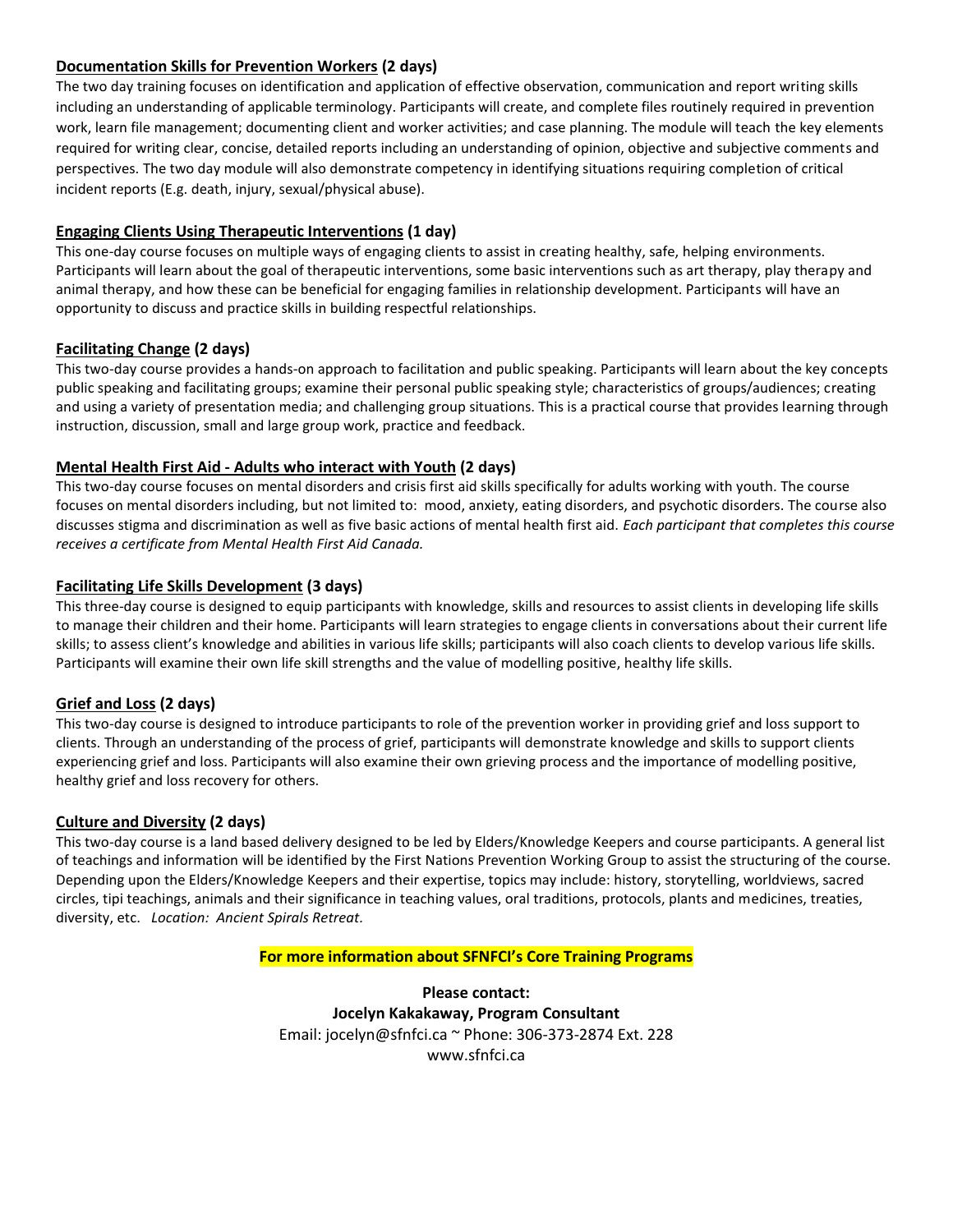**Documentation Skills for Prevention Workers (2 days)**

The two day training focuses on identification and application of effective observation, communication and report writing skills including an understanding of applicable terminology. Participants will create, and complete files routinely required in prevention work, learn file management; documenting client and worker activities; and case planning. The module will teach the key elements required for writing clear, concise, detailed reports including an understanding of opinion, objective and subjective comments and perspectives. The two day module will also demonstrate competency in identifying situations requiring completion of critical incident reports (E.g. death, injury, sexual/physical abuse).

**Engaging Clients Using Therapeutic Interventions (1 day)**

This one-day course focuses on multiple ways of engaging clients to assist in creating healthy, safe, helping environments. Participants will learn about the goal of therapeutic interventions, some basic interventions such as art therapy, play therapy and animal therapy, and how these can be beneficial for engaging families in relationship development. Participants will have an opportunity to discuss and practice skills in building respectful relationships.

**Facilitating Change (2 days)**

This two-day course provides a hands-on approach to facilitation and public speaking. Participants will learn about the key concepts public speaking and facilitating groups; examine their personal public speaking style; characteristics of groups/audiences; creating and using a variety of presentation media; and challenging group situations. This is a practical course that provides learning through instruction, discussion, small and large group work, practice and feedback.

**Mental Health First Aid - Adults who interact with Youth (2 days)**

This two-day course focuses on mental disorders and crisis first aid skills specifically for adults working with youth. The course focuses on mental disorders including, but not limited to: mood, anxiety, eating disorders, and psychotic disorders. The course also discusses stigma and discrimination as well as five basic actions of mental health first aid. *Each participant that completes this course receives a certificate from Mental Health First Aid Canada.*

**Facilitating Life Skills Development (3 days)**

This three-day course is designed to equip participants with knowledge, skills and resources to assist clients in developing life skills to manage their children and their home. Participants will learn strategies to engage clients in conversations about their current life skills; to assess client's knowledge and abilities in various life skills; participants will also coach clients to develop various life skills. Participants will examine their own life skill strengths and the value of modelling positive, healthy life skills.

**Grief and Loss (2 days)**

This two-day course is designed to introduce participants to role of the prevention worker in providing grief and loss support to clients. Through an understanding of the process of grief, participants will demonstrate knowledge and skills to support clients experiencing grief and loss. Participants will also examine their own grieving process and the importance of modelling positive, healthy grief and loss recovery for others.

**Culture and Diversity (2 days)**

This two-day course is a land based delivery designed to be led by Elders/Knowledge Keepers and course participants. A general list of teachings and information will be identified by the First Nations Prevention Working Group to assist the structuring of the course. Depending upon the Elders/Knowledge Keepers and their expertise, topics may include: history, storytelling, worldviews, sacred circles, tipi teachings, animals and their significance in teaching values, oral traditions, protocols, plants and medicines, treaties, diversity, etc. *Location: Ancient Spirals Retreat.*

**For more information about SFNFCI's Core Training Programs**

**Please contact:**
**Jocelyn Kakakaway, Program Consultant**
Email: jocelyn@sfnfci.ca ~ Phone: 306-373-2874 Ext. 228
www.sfnfci.ca